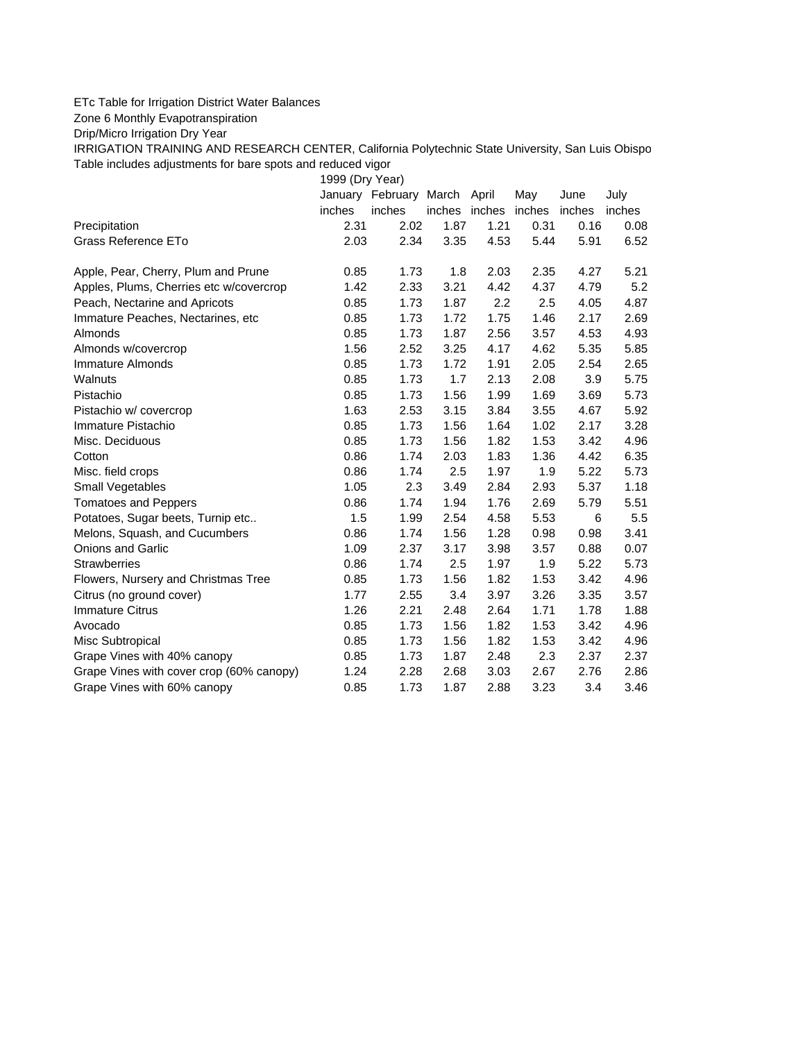ETc Table for Irrigation District Water Balances

Zone 6 Monthly Evapotranspiration

Drip/Micro Irrigation Dry Year

IRRIGATION TRAINING AND RESEARCH CENTER, California Polytechnic State University, San Luis Obispo

Table includes adjustments for bare spots and reduced vigor

| | 1999 (Dry Year) | | | | | | |
|---|---|---|---|---|---|---|---|
| | January | February | March | April | May | June | July |
| | inches | inches | inches | inches | inches | inches | inches |
| Precipitation | 2.31 | 2.02 | 1.87 | 1.21 | 0.31 | 0.16 | 0.08 |
| Grass Reference ETo | 2.03 | 2.34 | 3.35 | 4.53 | 5.44 | 5.91 | 6.52 |
| | | | | | | | |
| Apple, Pear, Cherry, Plum and Prune | 0.85 | 1.73 | 1.8 | 2.03 | 2.35 | 4.27 | 5.21 |
| Apples, Plums, Cherries etc w/covercrop | 1.42 | 2.33 | 3.21 | 4.42 | 4.37 | 4.79 | 5.2 |
| Peach, Nectarine and Apricots | 0.85 | 1.73 | 1.87 | 2.2 | 2.5 | 4.05 | 4.87 |
| Immature Peaches, Nectarines, etc | 0.85 | 1.73 | 1.72 | 1.75 | 1.46 | 2.17 | 2.69 |
| Almonds | 0.85 | 1.73 | 1.87 | 2.56 | 3.57 | 4.53 | 4.93 |
| Almonds w/covercrop | 1.56 | 2.52 | 3.25 | 4.17 | 4.62 | 5.35 | 5.85 |
| Immature Almonds | 0.85 | 1.73 | 1.72 | 1.91 | 2.05 | 2.54 | 2.65 |
| Walnuts | 0.85 | 1.73 | 1.7 | 2.13 | 2.08 | 3.9 | 5.75 |
| Pistachio | 0.85 | 1.73 | 1.56 | 1.99 | 1.69 | 3.69 | 5.73 |
| Pistachio w/ covercrop | 1.63 | 2.53 | 3.15 | 3.84 | 3.55 | 4.67 | 5.92 |
| Immature Pistachio | 0.85 | 1.73 | 1.56 | 1.64 | 1.02 | 2.17 | 3.28 |
| Misc. Deciduous | 0.85 | 1.73 | 1.56 | 1.82 | 1.53 | 3.42 | 4.96 |
| Cotton | 0.86 | 1.74 | 2.03 | 1.83 | 1.36 | 4.42 | 6.35 |
| Misc. field crops | 0.86 | 1.74 | 2.5 | 1.97 | 1.9 | 5.22 | 5.73 |
| Small Vegetables | 1.05 | 2.3 | 3.49 | 2.84 | 2.93 | 5.37 | 1.18 |
| Tomatoes and Peppers | 0.86 | 1.74 | 1.94 | 1.76 | 2.69 | 5.79 | 5.51 |
| Potatoes, Sugar beets, Turnip etc.. | 1.5 | 1.99 | 2.54 | 4.58 | 5.53 | 6 | 5.5 |
| Melons, Squash, and Cucumbers | 0.86 | 1.74 | 1.56 | 1.28 | 0.98 | 0.98 | 3.41 |
| Onions and Garlic | 1.09 | 2.37 | 3.17 | 3.98 | 3.57 | 0.88 | 0.07 |
| Strawberries | 0.86 | 1.74 | 2.5 | 1.97 | 1.9 | 5.22 | 5.73 |
| Flowers, Nursery and Christmas Tree | 0.85 | 1.73 | 1.56 | 1.82 | 1.53 | 3.42 | 4.96 |
| Citrus (no ground cover) | 1.77 | 2.55 | 3.4 | 3.97 | 3.26 | 3.35 | 3.57 |
| Immature Citrus | 1.26 | 2.21 | 2.48 | 2.64 | 1.71 | 1.78 | 1.88 |
| Avocado | 0.85 | 1.73 | 1.56 | 1.82 | 1.53 | 3.42 | 4.96 |
| Misc Subtropical | 0.85 | 1.73 | 1.56 | 1.82 | 1.53 | 3.42 | 4.96 |
| Grape Vines with 40% canopy | 0.85 | 1.73 | 1.87 | 2.48 | 2.3 | 2.37 | 2.37 |
| Grape Vines with cover crop (60% canopy) | 1.24 | 2.28 | 2.68 | 3.03 | 2.67 | 2.76 | 2.86 |
| Grape Vines with 60% canopy | 0.85 | 1.73 | 1.87 | 2.88 | 3.23 | 3.4 | 3.46 |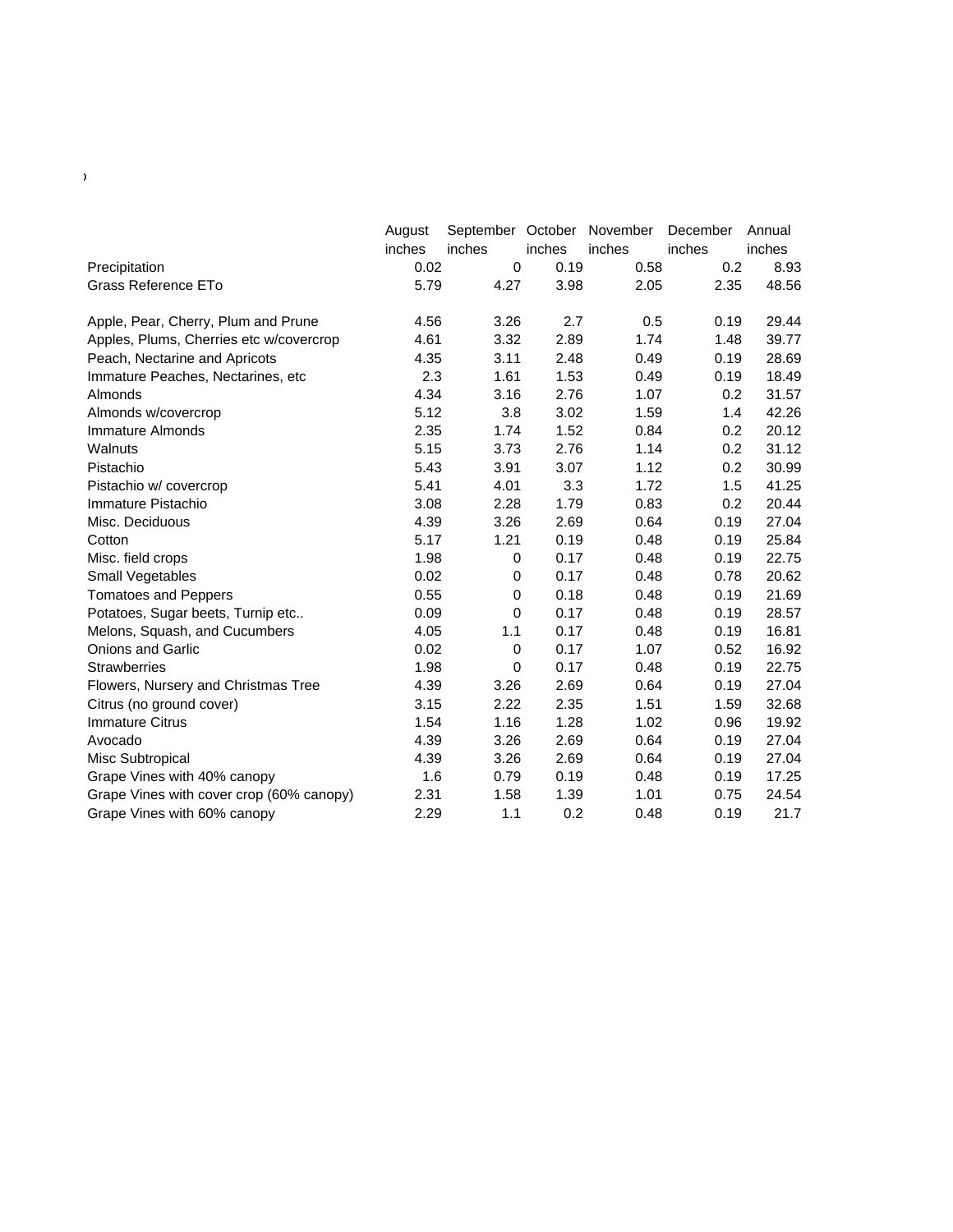)

| | August inches | September inches | October inches | November inches | December inches | Annual inches |
|---|---|---|---|---|---|---|
| Precipitation | 0.02 | 0 | 0.19 | 0.58 | 0.2 | 8.93 |
| Grass Reference ETo | 5.79 | 4.27 | 3.98 | 2.05 | 2.35 | 48.56 |
| | | | | | | |
| Apple, Pear, Cherry, Plum and Prune | 4.56 | 3.26 | 2.7 | 0.5 | 0.19 | 29.44 |
| Apples, Plums, Cherries etc w/covercrop | 4.61 | 3.32 | 2.89 | 1.74 | 1.48 | 39.77 |
| Peach, Nectarine and Apricots | 4.35 | 3.11 | 2.48 | 0.49 | 0.19 | 28.69 |
| Immature Peaches, Nectarines, etc | 2.3 | 1.61 | 1.53 | 0.49 | 0.19 | 18.49 |
| Almonds | 4.34 | 3.16 | 2.76 | 1.07 | 0.2 | 31.57 |
| Almonds w/covercrop | 5.12 | 3.8 | 3.02 | 1.59 | 1.4 | 42.26 |
| Immature Almonds | 2.35 | 1.74 | 1.52 | 0.84 | 0.2 | 20.12 |
| Walnuts | 5.15 | 3.73 | 2.76 | 1.14 | 0.2 | 31.12 |
| Pistachio | 5.43 | 3.91 | 3.07 | 1.12 | 0.2 | 30.99 |
| Pistachio w/ covercrop | 5.41 | 4.01 | 3.3 | 1.72 | 1.5 | 41.25 |
| Immature Pistachio | 3.08 | 2.28 | 1.79 | 0.83 | 0.2 | 20.44 |
| Misc. Deciduous | 4.39 | 3.26 | 2.69 | 0.64 | 0.19 | 27.04 |
| Cotton | 5.17 | 1.21 | 0.19 | 0.48 | 0.19 | 25.84 |
| Misc. field crops | 1.98 | 0 | 0.17 | 0.48 | 0.19 | 22.75 |
| Small Vegetables | 0.02 | 0 | 0.17 | 0.48 | 0.78 | 20.62 |
| Tomatoes and Peppers | 0.55 | 0 | 0.18 | 0.48 | 0.19 | 21.69 |
| Potatoes, Sugar beets, Turnip etc.. | 0.09 | 0 | 0.17 | 0.48 | 0.19 | 28.57 |
| Melons, Squash, and Cucumbers | 4.05 | 1.1 | 0.17 | 0.48 | 0.19 | 16.81 |
| Onions and Garlic | 0.02 | 0 | 0.17 | 1.07 | 0.52 | 16.92 |
| Strawberries | 1.98 | 0 | 0.17 | 0.48 | 0.19 | 22.75 |
| Flowers, Nursery and Christmas Tree | 4.39 | 3.26 | 2.69 | 0.64 | 0.19 | 27.04 |
| Citrus (no ground cover) | 3.15 | 2.22 | 2.35 | 1.51 | 1.59 | 32.68 |
| Immature Citrus | 1.54 | 1.16 | 1.28 | 1.02 | 0.96 | 19.92 |
| Avocado | 4.39 | 3.26 | 2.69 | 0.64 | 0.19 | 27.04 |
| Misc Subtropical | 4.39 | 3.26 | 2.69 | 0.64 | 0.19 | 27.04 |
| Grape Vines with 40% canopy | 1.6 | 0.79 | 0.19 | 0.48 | 0.19 | 17.25 |
| Grape Vines with cover crop (60% canopy) | 2.31 | 1.58 | 1.39 | 1.01 | 0.75 | 24.54 |
| Grape Vines with 60% canopy | 2.29 | 1.1 | 0.2 | 0.48 | 0.19 | 21.7 |